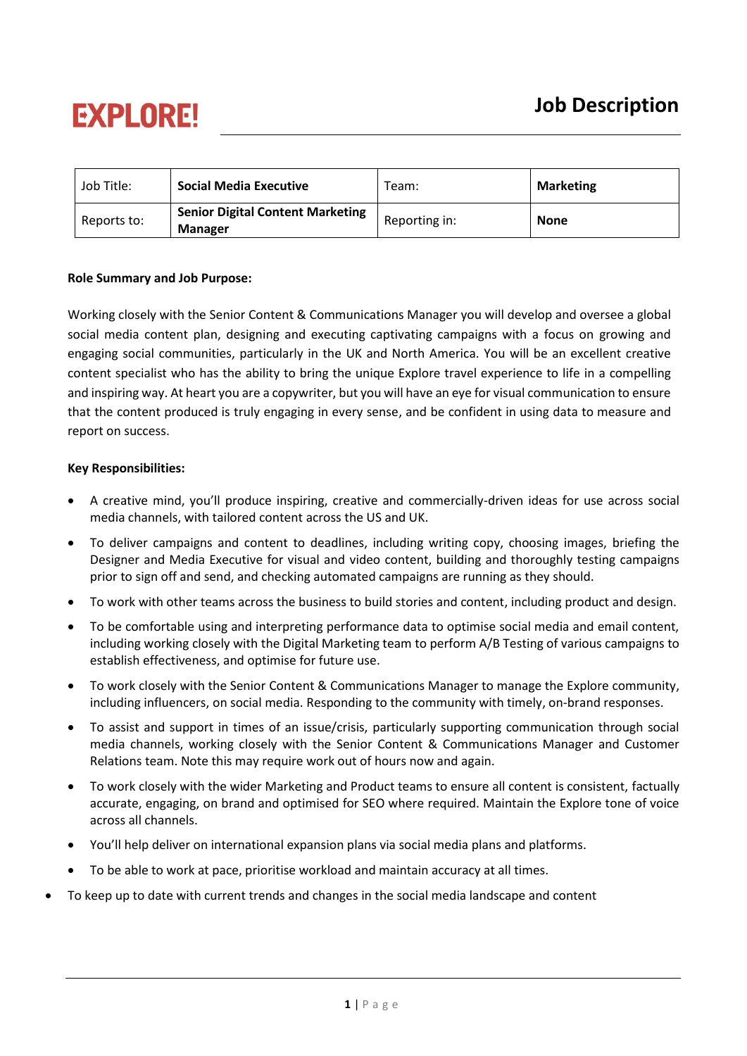EXPLORE!

# Job Description

| Job Title: | Social Media Executive | Team: | Marketing |
|---|---|---|---|
| Reports to: | Senior Digital Content Marketing Manager | Reporting in: | None |

**Role Summary and Job Purpose:**

Working closely with the Senior Content & Communications Manager you will develop and oversee a global social media content plan, designing and executing captivating campaigns with a focus on growing and engaging social communities, particularly in the UK and North America. You will be an excellent creative content specialist who has the ability to bring the unique Explore travel experience to life in a compelling and inspiring way. At heart you are a copywriter, but you will have an eye for visual communication to ensure that the content produced is truly engaging in every sense, and be confident in using data to measure and report on success.

**Key Responsibilities:**

- A creative mind, you'll produce inspiring, creative and commercially-driven ideas for use across social media channels, with tailored content across the US and UK.
- To deliver campaigns and content to deadlines, including writing copy, choosing images, briefing the Designer and Media Executive for visual and video content, building and thoroughly testing campaigns prior to sign off and send, and checking automated campaigns are running as they should.
- To work with other teams across the business to build stories and content, including product and design.
- To be comfortable using and interpreting performance data to optimise social media and email content, including working closely with the Digital Marketing team to perform A/B Testing of various campaigns to establish effectiveness, and optimise for future use.
- To work closely with the Senior Content & Communications Manager to manage the Explore community, including influencers, on social media. Responding to the community with timely, on-brand responses.
- To assist and support in times of an issue/crisis, particularly supporting communication through social media channels, working closely with the Senior Content & Communications Manager and Customer Relations team. Note this may require work out of hours now and again.
- To work closely with the wider Marketing and Product teams to ensure all content is consistent, factually accurate, engaging, on brand and optimised for SEO where required. Maintain the Explore tone of voice across all channels.
- You'll help deliver on international expansion plans via social media plans and platforms.
- To be able to work at pace, prioritise workload and maintain accuracy at all times.
- To keep up to date with current trends and changes in the social media landscape and content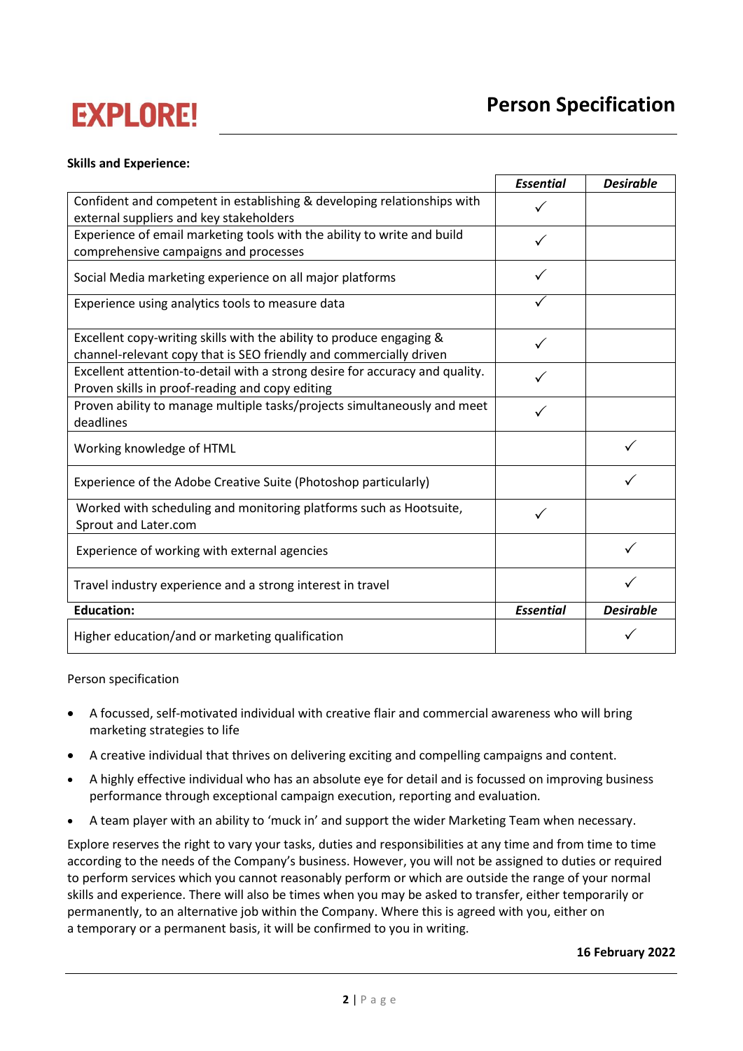EXPLORE!

# Person Specification

**Skills and Experience:**

| | *Essential* | *Desirable* |
|---|---|---|
| Confident and competent in establishing & developing relationships with external suppliers and key stakeholders | ✓ | |
| Experience of email marketing tools with the ability to write and build comprehensive campaigns and processes | ✓ | |
| Social Media marketing experience on all major platforms | ✓ | |
| Experience using analytics tools to measure data | ✓ | |
| Excellent copy-writing skills with the ability to produce engaging & channel-relevant copy that is SEO friendly and commercially driven | ✓ | |
| Excellent attention-to-detail with a strong desire for accuracy and quality. Proven skills in proof-reading and copy editing | ✓ | |
| Proven ability to manage multiple tasks/projects simultaneously and meet deadlines | ✓ | |
| Working knowledge of HTML | | ✓ |
| Experience of the Adobe Creative Suite (Photoshop particularly) | | ✓ |
| Worked with scheduling and monitoring platforms such as Hootsuite, Sprout and Later.com | ✓ | |
| Experience of working with external agencies | | ✓ |
| Travel industry experience and a strong interest in travel | | ✓ |
| **Education:** | ***Essential*** | ***Desirable*** |
| Higher education/and or marketing qualification | | ✓ |

Person specification

- A focussed, self-motivated individual with creative flair and commercial awareness who will bring marketing strategies to life
- A creative individual that thrives on delivering exciting and compelling campaigns and content.
- A highly effective individual who has an absolute eye for detail and is focussed on improving business performance through exceptional campaign execution, reporting and evaluation.
- A team player with an ability to 'muck in' and support the wider Marketing Team when necessary.

Explore reserves the right to vary your tasks, duties and responsibilities at any time and from time to time according to the needs of the Company's business. However, you will not be assigned to duties or required to perform services which you cannot reasonably perform or which are outside the range of your normal skills and experience. There will also be times when you may be asked to transfer, either temporarily or permanently, to an alternative job within the Company. Where this is agreed with you, either on a temporary or a permanent basis, it will be confirmed to you in writing.

**16 February 2022**